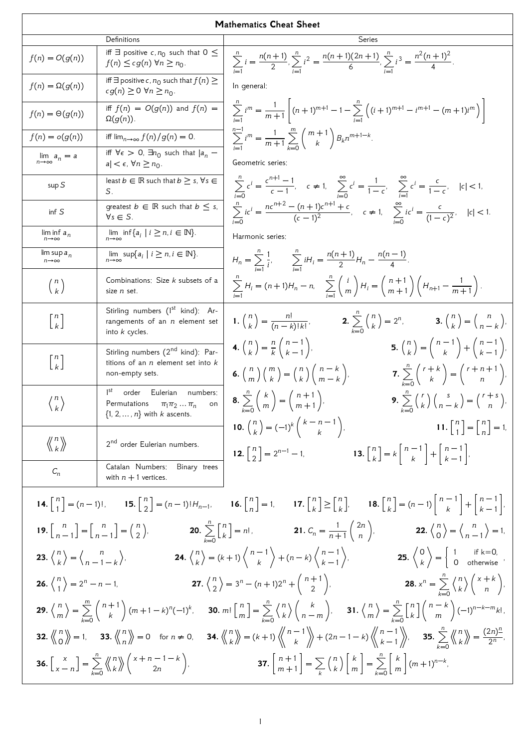# Mathematics Cheat Sheet

| Definitions | |
|---|---|
| $f(n) = O(g(n))$ | iff $\exists$ positive $c, n_0$ such that $0 \leq f(n) \leq cg(n)\ \forall n \geq n_0$. |
| $f(n) = \Omega(g(n))$ | iff $\exists$ positive $c, n_0$ such that $f(n) \geq cg(n) \geq 0\ \forall n \geq n_0$. |
| $f(n) = \Theta(g(n))$ | iff $f(n) = O(g(n))$ and $f(n) = \Omega(g(n))$. |
| $f(n) = o(g(n))$ | iff $\lim_{n\to\infty} f(n)/g(n) = 0$. |
| $\lim_{n\to\infty} a_n = a$ | iff $\forall \epsilon > 0$, $\exists n_0$ such that $\lvert a_n - a\rvert < \epsilon$, $\forall n \geq n_0$. |
| $\sup S$ | least $b \in \mathbb{R}$ such that $b \geq s$, $\forall s \in S$. |
| $\inf S$ | greatest $b \in \mathbb{R}$ such that $b \leq s$, $\forall s \in S$. |
| $\liminf_{n\to\infty} a_n$ | $\lim_{n\to\infty} \inf\{a_i \mid i \geq n, i \in \mathbb{N}\}$. |
| $\limsup_{n\to\infty} a_n$ | $\lim_{n\to\infty} \sup\{a_i \mid i \geq n, i \in \mathbb{N}\}$. |
| $\binom{n}{k}$ | Combinations: Size $k$ subsets of a size $n$ set. |
| $\left[{n \atop k}\right]$ | Stirling numbers (1[st] kind): Arrangements of an $n$ element set into $k$ cycles. |
| $\left[{n \atop k}\right]$ | Stirling numbers (2[nd] kind): Partitions of an $n$ element set into $k$ non-empty sets. |
| $\left\langle{n \atop k}\right\rangle$ | 1[st] order Eulerian numbers: Permutations $\pi_1\pi_2\ldots\pi_n$ on $\{1, 2, \ldots, n\}$ with $k$ ascents. |
| $\left\langle\!\left\langle{n \atop k}\right\rangle\!\right\rangle$ | 2[nd] order Eulerian numbers. |
| $C_n$ | Catalan Numbers: Binary trees with $n+1$ vertices. |

## Series

$$\sum_{i=1}^{n} i = \frac{n(n+1)}{2}, \quad \sum_{i=1}^{n} i^2 = \frac{n(n+1)(2n+1)}{6}, \quad \sum_{i=1}^{n} i^3 = \frac{n^2(n+1)^2}{4}.$$

In general:

$$\sum_{i=1}^{n} i^m = \frac{1}{m+1}\left[(n+1)^{m+1} - 1 - \sum_{i=1}^{n}\left((i+1)^{m+1} - i^{m+1} - (m+1)i^m\right)\right]$$

$$\sum_{i=1}^{n-1} i^m = \frac{1}{m+1}\sum_{k=0}^{m}\binom{m+1}{k} B_k n^{m+1-k}.$$

Geometric series:

$$\sum_{i=0}^{n} c^i = \frac{c^{n+1}-1}{c-1}, \quad c \neq 1, \quad \sum_{i=0}^{\infty} c^i = \frac{1}{1-c}, \quad \sum_{i=1}^{\infty} c^i = \frac{c}{1-c}, \quad |c| < 1,$$

$$\sum_{i=0}^{n} ic^i = \frac{nc^{n+2} - (n+1)c^{n+1} + c}{(c-1)^2}, \quad c \neq 1, \quad \sum_{i=0}^{\infty} ic^i = \frac{c}{(1-c)^2}, \quad |c| < 1.$$

Harmonic series:

$$H_n = \sum_{i=1}^{n} \frac{1}{i}, \qquad \sum_{i=1}^{n} iH_i = \frac{n(n+1)}{2}H_n - \frac{n(n-1)}{4}.$$

$$\sum_{i=1}^{n} H_i = (n+1)H_n - n, \quad \sum_{i=1}^{n}\binom{i}{m}H_i = \binom{n+1}{m+1}\left(H_{n+1} - \frac{1}{m+1}\right).$$

**1.** $\binom{n}{k} = \frac{n!}{(n-k)!k!}$, **2.** $\sum_{k=0}^{n}\binom{n}{k} = 2^n$, **3.** $\binom{n}{k} = \binom{n}{n-k}$,

**4.** $\binom{n}{k} = \frac{n}{k}\binom{n-1}{k-1}$, **5.** $\binom{n}{k} = \binom{n-1}{k} + \binom{n-1}{k-1}$,

**6.** $\binom{n}{m}\binom{m}{k} = \binom{n}{k}\binom{n-k}{m-k}$, **7.** $\sum_{k\leq n}\binom{r+k}{k} = \binom{r+n+1}{n}$,

**8.** $\sum_{k=0}^{n}\binom{k}{m} = \binom{n+1}{m+1}$, **9.** $\sum_{k=0}^{n}\binom{r}{k}\binom{s}{n-k} = \binom{r+s}{n}$,

**10.** $\binom{n}{k} = (-1)^k\binom{k-n-1}{k}$, **11.** $\left[{n \atop 1}\right] = \left[{n \atop n}\right] = 1$,

**12.** $\left[{n \atop 2}\right] = 2^{n-1} - 1$, **13.** $\left[{n \atop k}\right] = k\left[{n-1 \atop k}\right] + \left[{n-1 \atop k-1}\right]$,

**14.** $\left[{n \atop 1}\right] = (n-1)!$, **15.** $\left[{n \atop 2}\right] = (n-1)!H_{n-1}$, **16.** $\left[{n \atop n}\right] = 1$, **17.** $\left[{n \atop k}\right] \geq \left[{n \atop k}\right]$, **18.** $\left[{n \atop k}\right] = (n-1)\left[{n-1 \atop k}\right] + \left[{n-1 \atop k-1}\right]$,

**19.** $\left[{n \atop n-1}\right] = \left[{n \atop n-1}\right] = \binom{n}{2}$, **20.** $\sum_{k=0}^{n}\left[{n \atop k}\right] = n!$, **21.** $C_n = \frac{1}{n+1}\binom{2n}{n}$, **22.** $\left\langle{n \atop 0}\right\rangle = \left\langle{n \atop n-1}\right\rangle = 1$,

**23.** $\left\langle{n \atop k}\right\rangle = \left\langle{n \atop n-1-k}\right\rangle$, **24.** $\left\langle{n \atop k}\right\rangle = (k+1)\left\langle{n-1 \atop k}\right\rangle + (n-k)\left\langle{n-1 \atop k-1}\right\rangle$, **25.** $\left\langle{0 \atop k}\right\rangle = \begin{cases} 1 & \text{if k=0,} \\ 0 & \text{otherwise} \end{cases}$,

**26.** $\left\langle{n \atop 1}\right\rangle = 2^n - n - 1$, **27.** $\left\langle{n \atop 2}\right\rangle = 3^n - (n+1)2^n + \binom{n+1}{2}$, **28.** $x^n = \sum_{k=0}^{n}\left\langle{n \atop k}\right\rangle\binom{x+k}{n}$,

**29.** $\left\langle{n \atop m}\right\rangle = \sum_{k=0}^{m}\binom{n+1}{k}(m+1-k)^n(-1)^k$, **30.** $m!\left[{n \atop m}\right] = \sum_{k=0}^{n}\left\langle{n \atop k}\right\rangle\binom{k}{n-m}$, **31.** $\left\langle{n \atop m}\right\rangle = \sum_{k=0}^{n}\left[{n \atop k}\right]\binom{n-k}{m}(-1)^{n-k-m}k!$,

**32.** $\left\langle\!\left\langle{n \atop 0}\right\rangle\!\right\rangle = 1$, **33.** $\left\langle\!\left\langle{n \atop n}\right\rangle\!\right\rangle = 0$ for $n \neq 0$, **34.** $\left\langle\!\left\langle{n \atop k}\right\rangle\!\right\rangle = (k+1)\left\langle\!\left\langle{n-1 \atop k}\right\rangle\!\right\rangle + (2n-1-k)\left\langle\!\left\langle{n-1 \atop k-1}\right\rangle\!\right\rangle$, **35.** $\sum_{k=0}^{n}\left\langle\!\left\langle{n \atop k}\right\rangle\!\right\rangle = \frac{(2n)^{\underline{n}}}{2^n}$,

**36.** $\left[{x \atop x-n}\right] = \sum_{k=0}^{n}\left\langle\!\left\langle{n \atop k}\right\rangle\!\right\rangle\binom{x+n-1-k}{2n}$, **37.** $\left[{n+1 \atop m+1}\right] = \sum_{k}\binom{n}{k}\left[{k \atop m}\right] = \sum_{k=0}^{n}\left[{k \atop m}\right](m+1)^{n-k}$,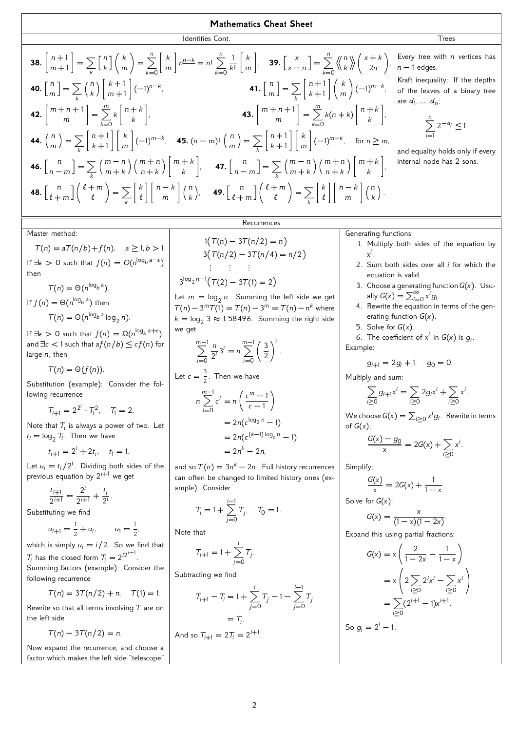# Mathematics Cheat Sheet

## Identities Cont.

**38.** $\left[{n+1 \atop m+1}\right] = \sum_k \left[{n \atop k}\right]\binom{k}{m} = \sum_{k=0}^{n} \left[{k \atop m}\right] n^{\underline{n-k}} = n! \sum_{k=0}^{n} \frac{1}{k!}\left[{k \atop m}\right]$,

**39.** $\left[{x \atop x-n}\right] = \sum_{k=0}^{n} \left\langle\!\!\left\langle {n \atop k} \right\rangle\!\!\right\rangle \binom{x+k}{2n}$,

**40.** $\left\{{n \atop m}\right\} = \sum_k \binom{n}{k}\left\{{k+1 \atop m+1}\right\}(-1)^{n-k}$,

**41.** $\left[{n \atop m}\right] = \sum_k \left[{n+1 \atop k+1}\right]\binom{k}{m}(-1)^{m-k}$,

**42.** $\left\{{m+n+1 \atop m}\right\} = \sum_{k=0}^{m} k\left\{{n+k \atop k}\right\}$,

**43.** $\left[{m+n+1 \atop m}\right] = \sum_{k=0}^{m} k(n+k)\left[{n+k \atop k}\right]$,

**44.** $\binom{n}{m} = \sum_k \left\{{n+1 \atop k+1}\right\}\left[{k \atop m}\right](-1)^{m-k}$,

**45.** $(n-m)!\binom{n}{m} = \sum_k \left[{n+1 \atop k+1}\right]\left\{{k \atop m}\right\}(-1)^{m-k}$, for $n \ge m$,

**46.** $\left\{{n \atop n-m}\right\} = \sum_k \binom{m-n}{m+k}\binom{m+n}{n+k}\left[{m+k \atop k}\right]$,

**47.** $\left[{n \atop n-m}\right] = \sum_k \binom{m-n}{m+k}\binom{m+n}{n+k}\left\{{m+k \atop k}\right\}$,

**48.** $\left\{{n \atop \ell+m}\right\}\binom{\ell+m}{\ell} = \sum_k \left\{{k \atop \ell}\right\}\left\{{n-k \atop m}\right\}\binom{n}{k}$,

**49.** $\left[{n \atop \ell+m}\right]\binom{\ell+m}{\ell} = \sum_k \left[{k \atop \ell}\right]\left[{n-k \atop m}\right]\binom{n}{k}$.

## Trees

Every tree with $n$ vertices has $n-1$ edges.

Kraft inequality: If the depths of the leaves of a binary tree are $d_1, \ldots, d_n$:

$$\sum_{i=1}^{n} 2^{-d_i} \le 1,$$

and equality holds only if every internal node has 2 sons.

## Recurrences

Master method:

$$T(n) = aT(n/b) + f(n), \quad a \ge 1, b > 1$$

If $\exists \epsilon > 0$ such that $f(n) = O(n^{\log_b a - \epsilon})$ then

$$T(n) = \Theta(n^{\log_b a}).$$

If $f(n) = \Theta(n^{\log_b a})$ then

$$T(n) = \Theta(n^{\log_b a}\log_2 n).$$

If $\exists \epsilon > 0$ such that $f(n) = \Omega(n^{\log_b a + \epsilon})$, and $\exists c < 1$ such that $af(n/b) \le cf(n)$ for large $n$, then

$$T(n) = \Theta(f(n)).$$

Substitution (example): Consider the following recurrence

$$T_{i+1} = 2^{2^i} \cdot T_i^2, \quad T_1 = 2.$$

Note that $T_i$ is always a power of two. Let $t_i = \log_2 T_i$. Then we have

$$t_{i+1} = 2^i + 2t_i, \quad t_1 = 1.$$

Let $u_i = t_i/2^i$. Dividing both sides of the previous equation by $2^{i+1}$ we get

$$\frac{t_{i+1}}{2^{i+1}} = \frac{2^i}{2^{i+1}} + \frac{t_i}{2^i}.$$

Substituting we find

$$u_{i+1} = \tfrac{1}{2} + u_i, \qquad u_1 = \tfrac{1}{2},$$

which is simply $u_i = i/2$. So we find that $T_i$ has the closed form $T_i = 2^{i2^{i-1}}$.

Summing factors (example): Consider the following recurrence

$$T(n) = 3T(n/2) + n, \quad T(1) = 1.$$

Rewrite so that all terms involving $T$ are on the left side

$$T(n) - 3T(n/2) = n.$$

Now expand the recurrence, and choose a factor which makes the left side "telescope"

$$1\big(T(n) - 3T(n/2) = n\big)$$
$$3\big(T(n/2) - 3T(n/4) = n/2\big)$$
$$\vdots \qquad \vdots \qquad \vdots$$
$$3^{\log_2 n - 1}\big(T(2) - 3T(1) = 2\big)$$

Let $m = \log_2 n$. Summing the left side we get $T(n) - 3^m T(1) = T(n) - 3^m = T(n) - n^k$ where $k = \log_2 3 \approx 1.58496$. Summing the right side we get

$$\sum_{i=0}^{m-1} \frac{n}{2^i} 3^i = n \sum_{i=0}^{m-1} \left(\frac{3}{2}\right)^i.$$

Let $c = \frac{3}{2}$. Then we have

$$n\sum_{i=0}^{m-1} c^i = n\left(\frac{c^m - 1}{c-1}\right)$$
$$= 2n(c^{\log_2 n} - 1)$$
$$= 2n(c^{(k-1)\log_c n} - 1)$$
$$= 2n^k - 2n,$$

and so $T(n) = 3n^k - 2n$. Full history recurrences can often be changed to limited history ones (example): Consider

$$T_i = 1 + \sum_{j=0}^{i-1} T_j, \quad T_0 = 1.$$

Note that

$$T_{i+1} = 1 + \sum_{j=0}^{i} T_j.$$

Subtracting we find

$$T_{i+1} - T_i = 1 + \sum_{j=0}^{i} T_j - 1 - \sum_{j=0}^{i-1} T_j$$
$$= T_i.$$

And so $T_{i+1} = 2T_i = 2^{i+1}$.

Generating functions:

1. Multiply both sides of the equation by $x^i$.
2. Sum both sides over all $i$ for which the equation is valid.
3. Choose a generating function $G(x)$. Usually $G(x) = \sum_{i=0}^{\infty} x^i g_i$.
4. Rewrite the equation in terms of the generating function $G(x)$.
5. Solve for $G(x)$.
6. The coefficient of $x^i$ in $G(x)$ is $g_i$.

Example:

$$g_{i+1} = 2g_i + 1, \quad g_0 = 0.$$

Multiply and sum:

$$\sum_{i\ge 0} g_{i+1}x^i = \sum_{i \ge 0} 2g_i x^i + \sum_{i\ge 0} x^i.$$

We choose $G(x) = \sum_{i\ge 0} x^i g_i$. Rewrite in terms of $G(x)$:

$$\frac{G(x) - g_0}{x} = 2G(x) + \sum_{i \ge 0} x^i.$$

Simplify:

$$\frac{G(x)}{x} = 2G(x) + \frac{1}{1-x}.$$

Solve for $G(x)$:

$$G(x) = \frac{x}{(1-x)(1-2x)}.$$

Expand this using partial fractions:

$$G(x) = x\left(\frac{2}{1-2x} - \frac{1}{1-x}\right)$$
$$= x\left(2\sum_{i\ge 0} 2^i x^i - \sum_{i \ge 0} x^i\right)$$
$$= \sum_{i \ge 0}(2^{i+1} - 1)x^{i+1}.$$

So $g_i = 2^i - 1$.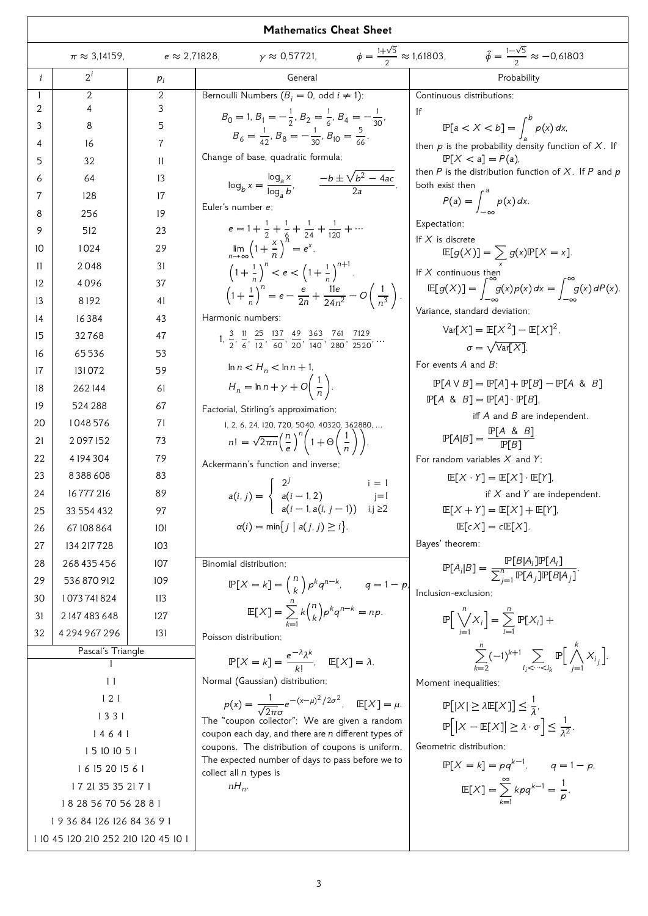# Mathematics Cheat Sheet

$\pi \approx 3{,}14159$, $e \approx 2{,}71828$, $\gamma \approx 0{,}57721$, $\phi = \frac{1+\sqrt{5}}{2} \approx 1{,}61803$, $\hat{\phi} = \frac{1-\sqrt{5}}{2} \approx -0{,}61803$

| $i$ | $2^i$ | $p_i$ |
|---|---|---|
| 1 | 2 | 2 |
| 2 | 4 | 3 |
| 3 | 8 | 5 |
| 4 | 16 | 7 |
| 5 | 32 | 11 |
| 6 | 64 | 13 |
| 7 | 128 | 17 |
| 8 | 256 | 19 |
| 9 | 512 | 23 |
| 10 | 1 024 | 29 |
| 11 | 2 048 | 31 |
| 12 | 4 096 | 37 |
| 13 | 8 192 | 41 |
| 14 | 16 384 | 43 |
| 15 | 32 768 | 47 |
| 16 | 65 536 | 53 |
| 17 | 131 072 | 59 |
| 18 | 262 144 | 61 |
| 19 | 524 288 | 67 |
| 20 | 1 048 576 | 71 |
| 21 | 2 097 152 | 73 |
| 22 | 4 194 304 | 79 |
| 23 | 8 388 608 | 83 |
| 24 | 16 777 216 | 89 |
| 25 | 33 554 432 | 97 |
| 26 | 67 108 864 | 101 |
| 27 | 134 217 728 | 103 |
| 28 | 268 435 456 | 107 |
| 29 | 536 870 912 | 109 |
| 30 | 1 073 741 824 | 113 |
| 31 | 2 147 483 648 | 127 |
| 32 | 4 294 967 296 | 131 |

## Pascal's Triangle

1
1 1
1 2 1
1 3 3 1
1 4 6 4 1
1 5 10 10 5 1
1 6 15 20 15 6 1
1 7 21 35 35 21 7 1
1 8 28 56 70 56 28 8 1
1 9 36 84 126 126 84 36 9 1
1 10 45 120 210 252 210 120 45 10 1

## General

Bernoulli Numbers ($B_i = 0$, odd $i \neq 1$):

$$B_0 = 1,\ B_1 = -\tfrac{1}{2},\ B_2 = \tfrac{1}{6},\ B_4 = -\tfrac{1}{30},$$
$$B_6 = \tfrac{1}{42},\ B_8 = -\tfrac{1}{30},\ B_{10} = \tfrac{5}{66}.$$

Change of base, quadratic formula:

$$\log_b x = \frac{\log_a x}{\log_a b}, \qquad \frac{-b \pm \sqrt{b^2 - 4ac}}{2a}.$$

Euler's number $e$:

$$e = 1 + \tfrac{1}{2} + \tfrac{1}{6} + \tfrac{1}{24} + \tfrac{1}{120} + \cdots$$
$$\lim_{n\to\infty}\left(1 + \frac{x}{n}\right)^n = e^x.$$
$$\left(1 + \tfrac{1}{n}\right)^n < e < \left(1 + \tfrac{1}{n}\right)^{n+1}.$$
$$\left(1 + \tfrac{1}{n}\right)^n = e - \frac{e}{2n} + \frac{11e}{24n^2} - O\left(\frac{1}{n^3}\right).$$

Harmonic numbers:

$$1,\ \tfrac{3}{2},\ \tfrac{11}{6},\ \tfrac{25}{12},\ \tfrac{137}{60},\ \tfrac{49}{20},\ \tfrac{363}{140},\ \tfrac{761}{280},\ \tfrac{7129}{2520}, \ldots$$
$$\ln n < H_n < \ln n + 1,$$
$$H_n = \ln n + \gamma + O\left(\frac{1}{n}\right).$$

Factorial, Stirling's approximation:

1, 2, 6, 24, 120, 720, 5040, 40320, 362880, ...

$$n! = \sqrt{2\pi n}\left(\frac{n}{e}\right)^n\left(1 + \Theta\left(\frac{1}{n}\right)\right).$$

Ackermann's function and inverse:

$$a(i,j) = \begin{cases} 2^j & i = 1 \\ a(i-1, 2) & j = 1 \\ a(i-1, a(i, j-1)) & i,j \geq 2 \end{cases}$$
$$\alpha(i) = \min\{j \mid a(j,j) \geq i\}.$$

Binomial distribution:

$$\mathbb{P}[X = k] = \binom{n}{k} p^k q^{n-k}, \qquad q = 1 - p,$$
$$\mathbb{E}[X] = \sum_{k=1}^{n} k\binom{n}{k} p^k q^{n-k} = np.$$

Poisson distribution:

$$\mathbb{P}[X = k] = \frac{e^{-\lambda}\lambda^k}{k!}, \quad \mathbb{E}[X] = \lambda.$$

Normal (Gaussian) distribution:

$$p(x) = \frac{1}{\sqrt{2\pi}\sigma} e^{-(x-\mu)^2/2\sigma^2}, \quad \mathbb{E}[X] = \mu.$$

The "coupon collector": We are given a random coupon each day, and there are $n$ different types of coupons. The distribution of coupons is uniform. The expected number of days to pass before we to collect all $n$ types is

$$nH_n.$$

## Probability

Continuous distributions:

If
$$\mathbb{P}[a < X < b] = \int_a^b p(x)\,dx,$$
then $p$ is the probability density function of $X$. If
$$\mathbb{P}[X < a] = P(a),$$
then $P$ is the distribution function of $X$. If $P$ and $p$ both exist then
$$P(a) = \int_{-\infty}^{a} p(x)\,dx.$$

Expectation:

If $X$ is discrete
$$\mathbb{E}[g(X)] = \sum_x g(x)\mathbb{P}[X = x].$$
If $X$ continuous then
$$\mathbb{E}[g(X)] = \int_{-\infty}^{\infty} g(x)p(x)\,dx = \int_{-\infty}^{\infty} g(x)\,dP(x).$$

Variance, standard deviation:

$$\mathrm{Var}[X] = \mathbb{E}[X^2] - \mathbb{E}[X]^2,$$
$$\sigma = \sqrt{\mathrm{Var}[X]}.$$

For events $A$ and $B$:

$$\mathbb{P}[A \vee B] = \mathbb{P}[A] + \mathbb{P}[B] - \mathbb{P}[A \ \&\ B]$$
$$\mathbb{P}[A \ \&\ B] = \mathbb{P}[A] \cdot \mathbb{P}[B],$$
iff $A$ and $B$ are independent.
$$\mathbb{P}[A|B] = \frac{\mathbb{P}[A \ \&\ B]}{\mathbb{P}[B]}$$

For random variables $X$ and $Y$:

$$\mathbb{E}[X \cdot Y] = \mathbb{E}[X] \cdot \mathbb{E}[Y],$$
if $X$ and $Y$ are independent.
$$\mathbb{E}[X + Y] = \mathbb{E}[X] + \mathbb{E}[Y],$$
$$\mathbb{E}[cX] = c\mathbb{E}[X].$$

Bayes' theorem:

$$\mathbb{P}[A_i|B] = \frac{\mathbb{P}[B|A_i]\mathbb{P}[A_i]}{\sum_{j=1}^{n}\mathbb{P}[A_j]\mathbb{P}[B|A_j]}.$$

Inclusion-exclusion:

$$\mathbb{P}\Big[\bigvee_{i=1}^{n} X_i\Big] = \sum_{i=1}^{n}\mathbb{P}[X_i] + \sum_{k=2}^{n}(-1)^{k+1}\sum_{i_i < \cdots < i_k}\mathbb{P}\Big[\bigwedge_{j=1}^{k} X_{i_j}\Big].$$

Moment inequalities:

$$\mathbb{P}\big[|X| \geq \lambda\mathbb{E}[X]\big] \leq \frac{1}{\lambda},$$
$$\mathbb{P}\Big[\big|X - \mathbb{E}[X]\big| \geq \lambda \cdot \sigma\Big] \leq \frac{1}{\lambda^2}.$$

Geometric distribution:

$$\mathbb{P}[X = k] = pq^{k-1}, \qquad q = 1 - p,$$
$$\mathbb{E}[X] = \sum_{k=1}^{\infty} kpq^{k-1} = \frac{1}{p}.$$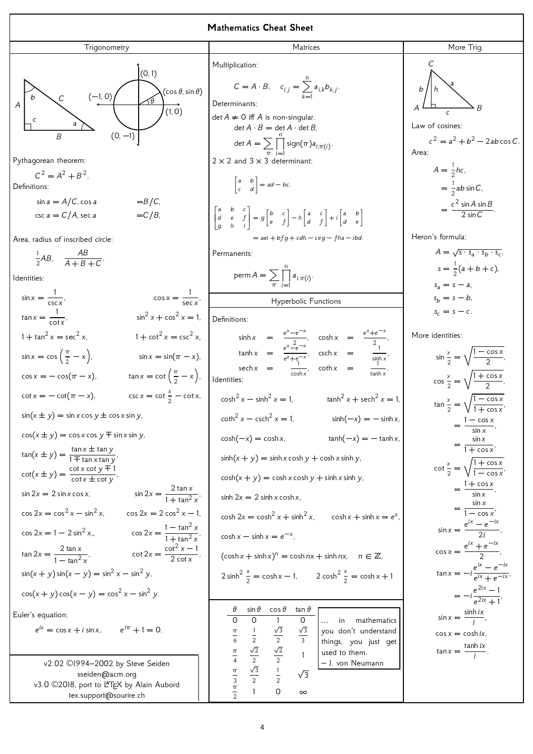# Mathematics Cheat Sheet

## Trigonometry

$(0,1)$, $(-1,0)$, $(1,0)$, $(0,-1)$, $(\cos\theta, \sin\theta)$, $\theta$

$A$, $B$, $C$, $a$, $b$, $c$

Pythagorean theorem:

$$C^2 = A^2 + B^2.$$

Definitions:

$$\sin a = A/C, \cos a = B/C,$$
$$\csc a = C/A, \sec a = C/B,$$

Area, radius of inscribed circle:

$$\tfrac{1}{2}AB, \quad \frac{AB}{A+B+C}.$$

Identities:

$$\sin x = \frac{1}{\csc x}, \qquad \cos x = \frac{1}{\sec x},$$

$$\tan x = \frac{1}{\cot x}, \qquad \sin^2 x + \cos^2 x = 1,$$

$$1 + \tan^2 x = \sec^2 x, \qquad 1 + \cot^2 x = \csc^2 x,$$

$$\sin x = \cos\left(\frac{\pi}{2} - x\right), \qquad \sin x = \sin(\pi - x),$$

$$\cos x = -\cos(\pi - x), \qquad \tan x = \cot\left(\frac{\pi}{2} - x\right),$$

$$\cot x = -\cot(\pi - x), \qquad \csc x = \cot\frac{x}{2} - \cot x,$$

$$\sin(x \pm y) = \sin x \cos y \pm \cos x \sin y,$$

$$\cos(x \pm y) = \cos x \cos y \mp \sin x \sin y,$$

$$\tan(x \pm y) = \frac{\tan x \pm \tan y}{1 \mp \tan x \tan y},$$

$$\cot(x \pm y) = \frac{\cot x \cot y \mp 1}{\cot x \pm \cot y},$$

$$\sin 2x = 2\sin x \cos x, \qquad \sin 2x = \frac{2\tan x}{1 + \tan^2 x},$$

$$\cos 2x = \cos^2 x - \sin^2 x, \qquad \cos 2x = 2\cos^2 x - 1,$$

$$\cos 2x = 1 - 2\sin^2 x,, \qquad \cos 2x = \frac{1 - \tan^2 x}{1 + \tan^2 x},$$

$$\tan 2x = \frac{2\tan x}{1 - \tan^2 x}, \qquad \cot 2x = \frac{\cot^2 x - 1}{2\cot x},$$

$$\sin(x+y)\sin(x-y) = \sin^2 x - \sin^2 y,$$

$$\cos(x+y)\cos(x-y) = \cos^2 x - \sin^2 y.$$

Euler's equation:

$$e^{ix} = \cos x + i\sin x, \qquad e^{i\pi} + 1 = 0.$$

v2.02 ©1994–2002 by Steve Seiden
sseiden@acm.org
v3.0 ©2018, port to LaTeX by Alain Aubord
tex.support@sourire.ch

## Matrices

Multiplication:

$$C = A \cdot B, \quad c_{i,j} = \sum_{k=1}^{n} a_{i,k} b_{k,j}.$$

Determinants:

$\det A \neq 0$ iff $A$ is non-singular.

$$\det A \cdot B = \det A \cdot \det B,$$

$$\det A = \sum_{\pi} \prod_{i=1}^{n} \operatorname{sign}(\pi) a_{i,\pi(i)}.$$

$2 \times 2$ and $3 \times 3$ determinant:

$$\begin{vmatrix} a & b \\ c & d \end{vmatrix} = ad - bc,$$

$$\begin{vmatrix} a & b & c \\ d & e & f \\ g & h & i \end{vmatrix} = g\begin{vmatrix} b & c \\ e & f \end{vmatrix} - h\begin{vmatrix} a & c \\ d & f \end{vmatrix} + i\begin{vmatrix} a & b \\ d & e \end{vmatrix}$$
$$= aei + bfg + cdh - ceg - fha - ibd.$$

Permanents:

$$\operatorname{perm} A = \sum_{\pi} \prod_{i=1}^{n} a_{i,\pi(i)}.$$

## Hyperbolic Functions

Definitions:

$$\sinh x = \frac{e^x - e^{-x}}{2}, \qquad \cosh x = \frac{e^x + e^{-x}}{2},$$

$$\tanh x = \frac{e^x - e^{-x}}{e^x + e^{-x}}, \qquad \operatorname{csch} x = \frac{1}{\sinh x},$$

$$\operatorname{sech} x = \frac{1}{\cosh x}, \qquad \coth x = \frac{1}{\tanh x}.$$

Identities:

$$\cosh^2 x - \sinh^2 x = 1, \qquad \tanh^2 x + \operatorname{sech}^2 x = 1,$$

$$\coth^2 x - \operatorname{csch}^2 x = 1, \qquad \sinh(-x) = -\sinh x,$$

$$\cosh(-x) = \cosh x, \qquad \tanh(-x) = -\tanh x,$$

$$\sinh(x+y) = \sinh x \cosh y + \cosh x \sinh y,$$

$$\cosh(x+y) = \cosh x \cosh y + \sinh x \sinh y,$$

$$\sinh 2x = 2\sinh x \cosh x,$$

$$\cosh 2x = \cosh^2 x + \sinh^2 x, \qquad \cosh x + \sinh x = e^x,$$

$$\cosh x - \sinh x = e^{-x},$$

$$(\cosh x + \sinh x)^n = \cosh nx + \sinh nx, \quad n \in \mathbb{Z},$$

$$2\sinh^2\frac{x}{2} = \cosh x - 1, \qquad 2\cosh^2\frac{x}{2} = \cosh x + 1$$

| $\theta$ | $\sin\theta$ | $\cos\theta$ | $\tan\theta$ |
|---|---|---|---|
| 0 | 0 | 1 | 0 |
| $\frac{\pi}{6}$ | $\frac{1}{2}$ | $\frac{\sqrt{3}}{2}$ | $\frac{\sqrt{3}}{3}$ |
| $\frac{\pi}{4}$ | $\frac{\sqrt{2}}{2}$ | $\frac{\sqrt{2}}{2}$ | 1 |
| $\frac{\pi}{3}$ | $\frac{\sqrt{3}}{2}$ | $\frac{1}{2}$ | $\sqrt{3}$ |
| $\frac{\pi}{2}$ | 1 | 0 | $\infty$ |

... in mathematics you don't understand things, you just get used to them.
– J. von Neumann

## More Trig.

$A$, $B$, $C$, $a$, $b$, $c$, $h$

Law of cosines:

$$c^2 = a^2 + b^2 - 2ab\cos C.$$

Area:

$$A = \tfrac{1}{2}hc,$$
$$= \tfrac{1}{2}ab\sin C,$$
$$= \frac{c^2 \sin A \sin B}{2\sin C}.$$

Heron's formula:

$$A = \sqrt{s \cdot s_a \cdot s_b \cdot s_c},$$
$$s = \tfrac{1}{2}(a + b + c),$$
$$s_a = s - a,$$
$$s_b = s - b,$$
$$s_c = s - c.$$

More identities:

$$\sin\frac{x}{2} = \sqrt{\frac{1 - \cos x}{2}},$$

$$\cos\frac{x}{2} = \sqrt{\frac{1 + \cos x}{2}},$$

$$\tan\frac{x}{2} = \sqrt{\frac{1 - \cos x}{1 + \cos x}},$$
$$= \frac{1 - \cos x}{\sin x},$$
$$= \frac{\sin x}{1 + \cos x},$$

$$\cot\frac{x}{2} = \sqrt{\frac{1 + \cos x}{1 - \cos x}},$$
$$= \frac{1 + \cos x}{\sin x},$$
$$= \frac{\sin x}{1 - \cos x},$$

$$\sin x = \frac{e^{ix} - e^{-ix}}{2i},$$

$$\cos x = \frac{e^{ix} + e^{-ix}}{2},$$

$$\tan x = -i\frac{e^{ix} - e^{-ix}}{e^{ix} + e^{-ix}},$$
$$= -i\frac{e^{2ix} - 1}{e^{2ix} + 1},$$

$$\sin x = \frac{\sinh ix}{i},$$

$$\cos x = \cosh ix,$$

$$\tan x = \frac{\tanh ix}{i}.$$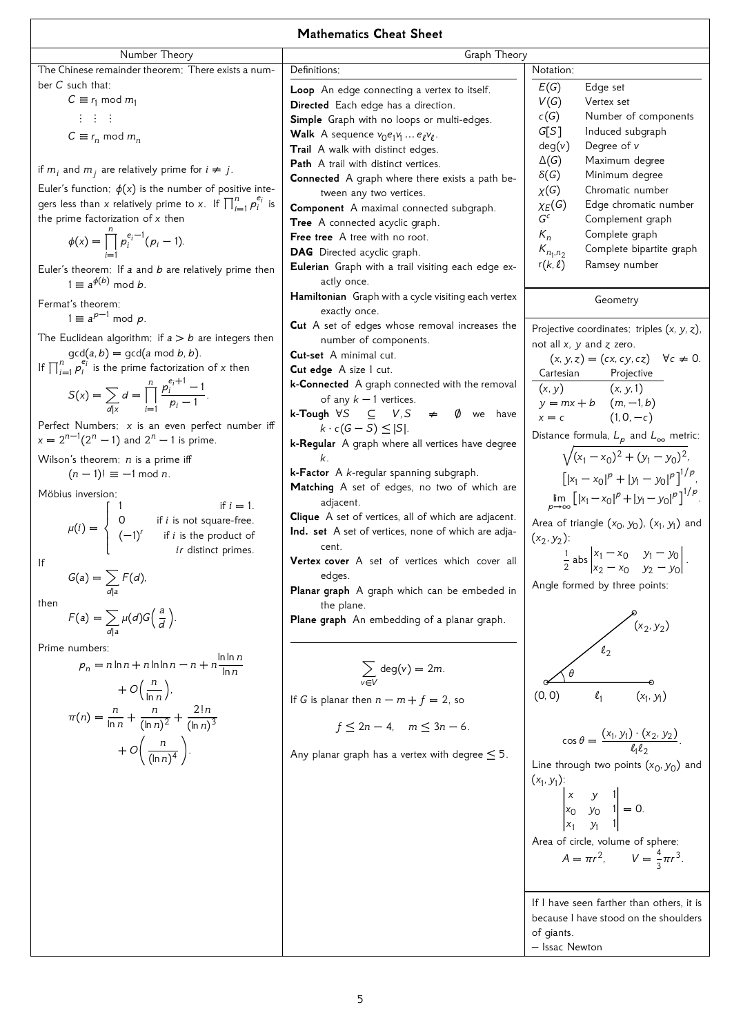# Mathematics Cheat Sheet

## Number Theory

The Chinese remainder theorem: There exists a number $C$ such that:

$$C \equiv r_1 \bmod m_1$$
$$\vdots \quad \vdots \quad \vdots$$
$$C \equiv r_n \bmod m_n$$

if $m_i$ and $m_j$ are relatively prime for $i \neq j$.

Euler's function: $\phi(x)$ is the number of positive integers less than $x$ relatively prime to $x$. If $\prod_{i=1}^{n} p_i^{e_i}$ is the prime factorization of $x$ then

$$\phi(x) = \prod_{i=1}^{n} p_i^{e_i-1}(p_i - 1).$$

Euler's theorem: If $a$ and $b$ are relatively prime then

$$1 \equiv a^{\phi(b)} \bmod b.$$

Fermat's theorem:

$$1 \equiv a^{p-1} \bmod p.$$

The Euclidean algorithm: if $a > b$ are integers then

$$\gcd(a, b) = \gcd(a \bmod b, b).$$

If $\prod_{i=1}^{n} p_i^{e_i}$ is the prime factorization of $x$ then

$$S(x) = \sum_{d|x} d = \prod_{i=1}^{n} \frac{p_i^{e_i+1} - 1}{p_i - 1}.$$

Perfect Numbers: $x$ is an even perfect number iff $x = 2^{n-1}(2^n - 1)$ and $2^n - 1$ is prime.

Wilson's theorem: $n$ is a prime iff

$$(n-1)! \equiv -1 \bmod n.$$

Möbius inversion:

$$\mu(i) = \begin{cases} 1 & \text{if } i = 1. \\ 0 & \text{if } i \text{ is not square-free.} \\ (-1)^r & \text{if } i \text{ is the product of } r \text{ distinct primes.} \end{cases}$$

If

$$G(a) = \sum_{d|a} F(d),$$

then

$$F(a) = \sum_{d|a} \mu(d) G\left(\frac{a}{d}\right).$$

Prime numbers:

$$p_n = n \ln n + n \ln \ln n - n + n \frac{\ln \ln n}{\ln n} + O\left(\frac{n}{\ln n}\right),$$

$$\pi(n) = \frac{n}{\ln n} + \frac{n}{(\ln n)^2} + \frac{2!n}{(\ln n)^3} + O\left(\frac{n}{(\ln n)^4}\right).$$

## Graph Theory

Definitions:

**Loop** An edge connecting a vertex to itself.

**Directed** Each edge has a direction.

**Simple** Graph with no loops or multi-edges.

**Walk** A sequence $v_0 e_1 v_1 \ldots e_\ell v_\ell$.

**Trail** A walk with distinct edges.

**Path** A trail with distinct vertices.

**Connected** A graph where there exists a path between any two vertices.

**Component** A maximal connected subgraph.

**Tree** A connected acyclic graph.

**Free tree** A tree with no root.

**DAG** Directed acyclic graph.

**Eulerian** Graph with a trail visiting each edge exactly once.

**Hamiltonian** Graph with a cycle visiting each vertex exactly once.

**Cut** A set of edges whose removal increases the number of components.

**Cut-set** A minimal cut.

**Cut edge** A size 1 cut.

**k-Connected** A graph connected with the removal of any $k-1$ vertices.

**k-Tough** $\forall S \subseteq V, S \neq \emptyset$ we have $k \cdot c(G - S) \leq |S|$.

**k-Regular** A graph where all vertices have degree $k$.

**k-Factor** A $k$-regular spanning subgraph.

**Matching** A set of edges, no two of which are adjacent.

**Clique** A set of vertices, all of which are adjacent.

**Ind. set** A set of vertices, none of which are adjacent.

**Vertex cover** A set of vertices which cover all edges.

**Planar graph** A graph which can be embeded in the plane.

**Plane graph** An embedding of a planar graph.

$$\sum_{v \in V} \deg(v) = 2m.$$

If $G$ is planar then $n - m + f = 2$, so

$$f \leq 2n - 4, \quad m \leq 3n - 6.$$

Any planar graph has a vertex with degree $\leq 5$.

Notation:

| | |
|---|---|
| $E(G)$ | Edge set |
| $V(G)$ | Vertex set |
| $c(G)$ | Number of components |
| $G[S]$ | Induced subgraph |
| $\deg(v)$ | Degree of $v$ |
| $\Delta(G)$ | Maximum degree |
| $\delta(G)$ | Minimum degree |
| $\chi(G)$ | Chromatic number |
| $\chi_E(G)$ | Edge chromatic number |
| $G^c$ | Complement graph |
| $K_n$ | Complete graph |
| $K_{n_1,n_2}$ | Complete bipartite graph |
| $\mathrm{r}(k,\ell)$ | Ramsey number |

## Geometry

Projective coordinates: triples $(x, y, z)$, not all $x$, $y$ and $z$ zero.

$$(x, y, z) = (cx, cy, cz) \quad \forall c \neq 0.$$

| Cartesian | Projective |
|---|---|
| $(x, y)$ | $(x, y, 1)$ |
| $y = mx + b$ | $(m, -1, b)$ |
| $x = c$ | $(1, 0, -c)$ |

Distance formula, $L_p$ and $L_\infty$ metric:

$$\sqrt{(x_1 - x_0)^2 + (y_1 - y_0)^2},$$

$$\left[|x_1 - x_0|^p + |y_1 - y_0|^p\right]^{1/p},$$

$$\lim_{p \to \infty} \left[|x_1 - x_0|^p + |y_1 - y_0|^p\right]^{1/p}.$$

Area of triangle $(x_0, y_0)$, $(x_1, y_1)$ and $(x_2, y_2)$:

$$\frac{1}{2} \operatorname{abs} \begin{vmatrix} x_1 - x_0 & y_1 - y_0 \\ x_2 - x_0 & y_2 - y_0 \end{vmatrix}.$$

Angle formed by three points:

$$\cos \theta = \frac{(x_1, y_1) \cdot (x_2, y_2)}{\ell_1 \ell_2}.$$

Line through two points $(x_0, y_0)$ and $(x_1, y_1)$:

$$\begin{vmatrix} x & y & 1 \\ x_0 & y_0 & 1 \\ x_1 & y_1 & 1 \end{vmatrix} = 0.$$

Area of circle, volume of sphere:

$$A = \pi r^2, \qquad V = \frac{4}{3} \pi r^3.$$

If I have seen farther than others, it is because I have stood on the shoulders of giants.

– Issac Newton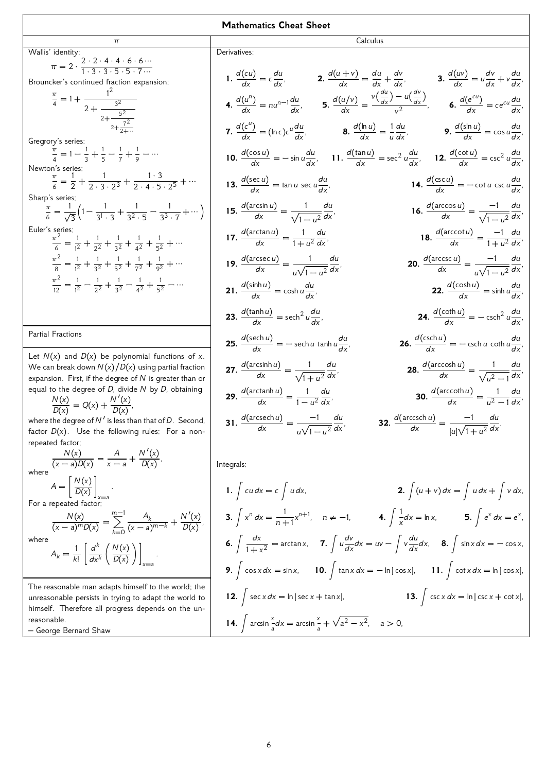# Mathematics Cheat Sheet

## $\pi$

Wallis' identity:

$$\pi = 2 \cdot \frac{2 \cdot 2 \cdot 4 \cdot 4 \cdot 6 \cdot 6 \cdots}{1 \cdot 3 \cdot 3 \cdot 5 \cdot 5 \cdot 7 \cdots}$$

Brouncker's continued fraction expansion:

$$\frac{\pi}{4} = 1 + \cfrac{1^2}{2 + \cfrac{3^2}{2 + \cfrac{5^2}{2 + \cfrac{7^2}{2 + \cdots}}}}$$

Gregrory's series:

$$\frac{\pi}{4} = 1 - \frac{1}{3} + \frac{1}{5} - \frac{1}{7} + \frac{1}{9} - \cdots$$

Newton's series:

$$\frac{\pi}{6} = \frac{1}{2} + \frac{1}{2 \cdot 3 \cdot 2^3} + \frac{1 \cdot 3}{2 \cdot 4 \cdot 5 \cdot 2^5} + \cdots$$

Sharp's series:

$$\frac{\pi}{6} = \frac{1}{\sqrt{3}}\left(1 - \frac{1}{3^1 \cdot 3} + \frac{1}{3^2 \cdot 5} - \frac{1}{3^3 \cdot 7} + \cdots\right)$$

Euler's series:

$$\frac{\pi^2}{6} = \frac{1}{1^2} + \frac{1}{2^2} + \frac{1}{3^2} + \frac{1}{4^2} + \frac{1}{5^2} + \cdots$$

$$\frac{\pi^2}{8} = \frac{1}{1^2} + \frac{1}{3^2} + \frac{1}{5^2} + \frac{1}{7^2} + \frac{1}{9^2} + \cdots$$

$$\frac{\pi^2}{12} = \frac{1}{1^2} - \frac{1}{2^2} + \frac{1}{3^2} - \frac{1}{4^2} + \frac{1}{5^2} - \cdots$$

## Partial Fractions

Let $N(x)$ and $D(x)$ be polynomial functions of $x$. We can break down $N(x)/D(x)$ using partial fraction expansion. First, if the degree of $N$ is greater than or equal to the degree of $D$, divide $N$ by $D$, obtaining

$$\frac{N(x)}{D(x)} = Q(x) + \frac{N'(x)}{D(x)},$$

where the degree of $N'$ is less than that of $D$. Second, factor $D(x)$. Use the following rules: For a non-repeated factor:

$$\frac{N(x)}{(x-a)D(x)} = \frac{A}{x-a} + \frac{N'(x)}{D(x)},$$

where

$$A = \left[\frac{N(x)}{D(x)}\right]_{x=a}.$$

For a repeated factor:

$$\frac{N(x)}{(x-a)^m D(x)} = \sum_{k=0}^{m-1} \frac{A_k}{(x-a)^{m-k}} + \frac{N'(x)}{D(x)},$$

where

$$A_k = \frac{1}{k!}\left[\frac{d^k}{dx^k}\left(\frac{N(x)}{D(x)}\right)\right]_{x=a}.$$

The reasonable man adapts himself to the world; the unreasonable persists in trying to adapt the world to himself. Therefore all progress depends on the unreasonable.
– George Bernard Shaw

## Calculus

Derivatives:

1. $\dfrac{d(cu)}{dx} = c\dfrac{du}{dx}$,
2. $\dfrac{d(u+v)}{dx} = \dfrac{du}{dx} + \dfrac{dv}{dx}$,
3. $\dfrac{d(uv)}{dx} = u\dfrac{dv}{dx} + v\dfrac{du}{dx}$,
4. $\dfrac{d(u^n)}{dx} = nu^{n-1}\dfrac{du}{dx}$,
5. $\dfrac{d(u/v)}{dx} = \dfrac{v\left(\frac{du}{dx}\right) - u\left(\frac{dv}{dx}\right)}{v^2}$,
6. $\dfrac{d(e^{cu})}{dx} = ce^{cu}\dfrac{du}{dx}$,
7. $\dfrac{d(c^u)}{dx} = (\ln c)c^u\dfrac{du}{dx}$,
8. $\dfrac{d(\ln u)}{dx} = \dfrac{1}{u}\dfrac{du}{dx}$,
9. $\dfrac{d(\sin u)}{dx} = \cos u\dfrac{du}{dx}$,
10. $\dfrac{d(\cos u)}{dx} = -\sin u\dfrac{du}{dx}$,
11. $\dfrac{d(\tan u)}{dx} = \sec^2 u\dfrac{du}{dx}$,
12. $\dfrac{d(\cot u)}{dx} = \csc^2 u\dfrac{du}{dx}$,
13. $\dfrac{d(\sec u)}{dx} = \tan u \sec u\dfrac{du}{dx}$,
14. $\dfrac{d(\csc u)}{dx} = -\cot u \csc u\dfrac{du}{dx}$,
15. $\dfrac{d(\arcsin u)}{dx} = \dfrac{1}{\sqrt{1-u^2}}\dfrac{du}{dx}$,
16. $\dfrac{d(\arccos u)}{dx} = \dfrac{-1}{\sqrt{1-u^2}}\dfrac{du}{dx}$,
17. $\dfrac{d(\arctan u)}{dx} = \dfrac{1}{1+u^2}\dfrac{du}{dx}$,
18. $\dfrac{d(\operatorname{arccot} u)}{dx} = \dfrac{-1}{1+u^2}\dfrac{du}{dx}$,
19. $\dfrac{d(\operatorname{arcsec} u)}{dx} = \dfrac{1}{u\sqrt{1-u^2}}\dfrac{du}{dx}$,
20. $\dfrac{d(\operatorname{arccsc} u)}{dx} = \dfrac{-1}{u\sqrt{1-u^2}}\dfrac{du}{dx}$,
21. $\dfrac{d(\sinh u)}{dx} = \cosh u\dfrac{du}{dx}$,
22. $\dfrac{d(\cosh u)}{dx} = \sinh u\dfrac{du}{dx}$,
23. $\dfrac{d(\tanh u)}{dx} = \operatorname{sech}^2 u\dfrac{du}{dx}$,
24. $\dfrac{d(\coth u)}{dx} = -\operatorname{csch}^2 u\dfrac{du}{dx}$,
25. $\dfrac{d(\operatorname{sech} u)}{dx} = -\operatorname{sech} u \tanh u\dfrac{du}{dx}$,
26. $\dfrac{d(\operatorname{csch} u)}{dx} = -\operatorname{csch} u \coth u\dfrac{du}{dx}$,
27. $\dfrac{d(\operatorname{arcsinh} u)}{dx} = \dfrac{1}{\sqrt{1+u^2}}\dfrac{du}{dx}$,
28. $\dfrac{d(\operatorname{arccosh} u)}{dx} = \dfrac{1}{\sqrt{u^2-1}}\dfrac{du}{dx}$,
29. $\dfrac{d(\operatorname{arctanh} u)}{dx} = \dfrac{1}{1-u^2}\dfrac{du}{dx}$,
30. $\dfrac{d(\operatorname{arccoth} u)}{dx} = \dfrac{1}{u^2-1}\dfrac{du}{dx}$,
31. $\dfrac{d(\operatorname{arcsech} u)}{dx} = \dfrac{-1}{u\sqrt{1-u^2}}\dfrac{du}{dx}$,
32. $\dfrac{d(\operatorname{arccsch} u)}{dx} = \dfrac{-1}{|u|\sqrt{1+u^2}}\dfrac{du}{dx}$.

Integrals:

1. $\displaystyle\int cu\,dx = c\int u\,dx$,
2. $\displaystyle\int (u+v)\,dx = \int u\,dx + \int v\,dx$,
3. $\displaystyle\int x^n\,dx = \frac{1}{n+1}x^{n+1}, \quad n \neq -1$,
4. $\displaystyle\int \frac{1}{x}dx = \ln x$,
5. $\displaystyle\int e^x\,dx = e^x$,
6. $\displaystyle\int \frac{dx}{1+x^2} = \arctan x$,
7. $\displaystyle\int u\frac{dv}{dx}dx = uv - \int v\frac{du}{dx}dx$,
8. $\displaystyle\int \sin x\,dx = -\cos x$,
9. $\displaystyle\int \cos x\,dx = \sin x$,
10. $\displaystyle\int \tan x\,dx = -\ln|\cos x|$,
11. $\displaystyle\int \cot x\,dx = \ln|\cos x|$,
12. $\displaystyle\int \sec x\,dx = \ln|\sec x + \tan x|$,
13. $\displaystyle\int \csc x\,dx = \ln|\csc x + \cot x|$,
14. $\displaystyle\int \arcsin\tfrac{x}{a}dx = \arcsin\tfrac{x}{a} + \sqrt{a^2-x^2}, \quad a > 0$,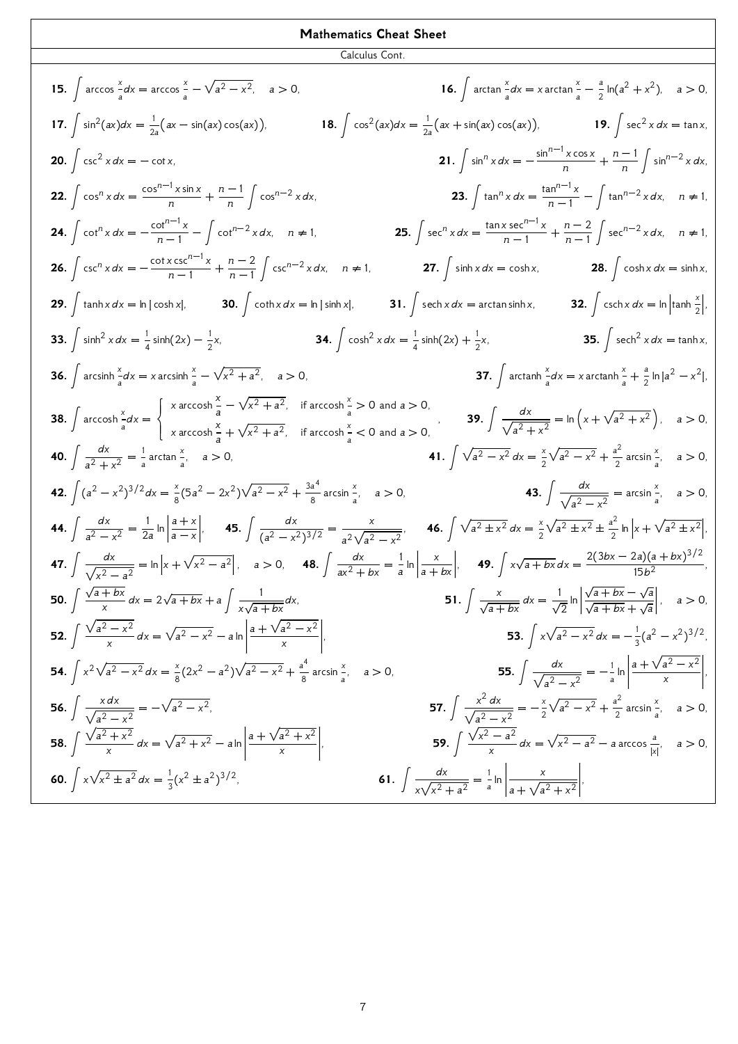## Mathematics Cheat Sheet

### Calculus Cont.

**15.** $\int \arccos \frac{x}{a} dx = \arccos \frac{x}{a} - \sqrt{a^2 - x^2}, \quad a > 0,$

**16.** $\int \arctan \frac{x}{a} dx = x \arctan \frac{x}{a} - \frac{a}{2} \ln(a^2 + x^2), \quad a > 0,$

**17.** $\int \sin^2(ax) dx = \frac{1}{2a}\big(ax - \sin(ax)\cos(ax)\big),$

**18.** $\int \cos^2(ax) dx = \frac{1}{2a}\big(ax + \sin(ax)\cos(ax)\big),$

**19.** $\int \sec^2 x \, dx = \tan x,$

**20.** $\int \csc^2 x \, dx = -\cot x,$

**21.** $\int \sin^n x \, dx = -\frac{\sin^{n-1} x \cos x}{n} + \frac{n-1}{n} \int \sin^{n-2} x \, dx,$

**22.** $\int \cos^n x \, dx = \frac{\cos^{n-1} x \sin x}{n} + \frac{n-1}{n} \int \cos^{n-2} x \, dx,$

**23.** $\int \tan^n x \, dx = \frac{\tan^{n-1} x}{n-1} - \int \tan^{n-2} x \, dx, \quad n \neq 1,$

**24.** $\int \cot^n x \, dx = -\frac{\cot^{n-1} x}{n-1} - \int \cot^{n-2} x \, dx, \quad n \neq 1,$

**25.** $\int \sec^n x \, dx = \frac{\tan x \sec^{n-1} x}{n-1} + \frac{n-2}{n-1} \int \sec^{n-2} x \, dx, \quad n \neq 1,$

**26.** $\int \csc^n x \, dx = -\frac{\cot x \csc^{n-1} x}{n-1} + \frac{n-2}{n-1} \int \csc^{n-2} x \, dx, \quad n \neq 1,$

**27.** $\int \sinh x \, dx = \cosh x,$

**28.** $\int \cosh x \, dx = \sinh x,$

**29.** $\int \tanh x \, dx = \ln|\cosh x|,$

**30.** $\int \coth x \, dx = \ln|\sinh x|,$

**31.** $\int \operatorname{sech} x \, dx = \arctan \sinh x,$

**32.** $\int \operatorname{csch} x \, dx = \ln\left|\tanh \frac{x}{2}\right|,$

**33.** $\int \sinh^2 x \, dx = \frac{1}{4}\sinh(2x) - \frac{1}{2}x,$

**34.** $\int \cosh^2 x \, dx = \frac{1}{4}\sinh(2x) + \frac{1}{2}x,$

**35.** $\int \operatorname{sech}^2 x \, dx = \tanh x,$

**36.** $\int \operatorname{arcsinh} \frac{x}{a} dx = x \operatorname{arcsinh} \frac{x}{a} - \sqrt{x^2 + a^2}, \quad a > 0,$

**37.** $\int \operatorname{arctanh} \frac{x}{a} dx = x \operatorname{arctanh} \frac{x}{a} + \frac{a}{2} \ln|a^2 - x^2|,$

**38.** $\int \operatorname{arccosh} \frac{x}{a} dx = \begin{cases} x \operatorname{arccosh} \dfrac{x}{a} - \sqrt{x^2 + a^2}, & \text{if } \operatorname{arccosh} \frac{x}{a} > 0 \text{ and } a > 0, \\ x \operatorname{arccosh} \dfrac{x}{a} + \sqrt{x^2 + a^2}, & \text{if } \operatorname{arccosh} \frac{x}{a} < 0 \text{ and } a > 0, \end{cases}$

**39.** $\int \frac{dx}{\sqrt{a^2 + x^2}} = \ln\left(x + \sqrt{a^2 + x^2}\right), \quad a > 0,$

**40.** $\int \frac{dx}{a^2 + x^2} = \frac{1}{a} \arctan \frac{x}{a}, \quad a > 0,$

**41.** $\int \sqrt{a^2 - x^2} \, dx = \frac{x}{2}\sqrt{a^2 - x^2} + \frac{a^2}{2} \arcsin \frac{x}{a}, \quad a > 0,$

**42.** $\int (a^2 - x^2)^{3/2} dx = \frac{x}{8}(5a^2 - 2x^2)\sqrt{a^2 - x^2} + \frac{3a^4}{8} \arcsin \frac{x}{a}, \quad a > 0,$

**43.** $\int \frac{dx}{\sqrt{a^2 - x^2}} = \arcsin \frac{x}{a}, \quad a > 0,$

**44.** $\int \frac{dx}{a^2 - x^2} = \frac{1}{2a} \ln\left|\frac{a + x}{a - x}\right|,$

**45.** $\int \frac{dx}{(a^2 - x^2)^{3/2}} = \frac{x}{a^2\sqrt{a^2 - x^2}},$

**46.** $\int \sqrt{a^2 \pm x^2} \, dx = \frac{x}{2}\sqrt{a^2 \pm x^2} \pm \frac{a^2}{2} \ln\left|x + \sqrt{a^2 \pm x^2}\right|,$

**47.** $\int \frac{dx}{\sqrt{x^2 - a^2}} = \ln\left|x + \sqrt{x^2 - a^2}\right|, \quad a > 0,$

**48.** $\int \frac{dx}{ax^2 + bx} = \frac{1}{a} \ln\left|\frac{x}{a + bx}\right|,$

**49.** $\int x\sqrt{a + bx} \, dx = \frac{2(3bx - 2a)(a + bx)^{3/2}}{15b^2},$

**50.** $\int \frac{\sqrt{a + bx}}{x} dx = 2\sqrt{a + bx} + a \int \frac{1}{x\sqrt{a + bx}} dx,$

**51.** $\int \frac{x}{\sqrt{a + bx}} dx = \frac{1}{\sqrt{2}} \ln\left|\frac{\sqrt{a + bx} - \sqrt{a}}{\sqrt{a + bx} + \sqrt{a}}\right|, \quad a > 0,$

**52.** $\int \frac{\sqrt{a^2 - x^2}}{x} dx = \sqrt{a^2 - x^2} - a \ln\left|\frac{a + \sqrt{a^2 - x^2}}{x}\right|,$

**53.** $\int x\sqrt{a^2 - x^2} \, dx = -\frac{1}{3}(a^2 - x^2)^{3/2},$

**54.** $\int x^2\sqrt{a^2 - x^2} \, dx = \frac{x}{8}(2x^2 - a^2)\sqrt{a^2 - x^2} + \frac{a^4}{8} \arcsin \frac{x}{a}, \quad a > 0,$

**55.** $\int \frac{dx}{\sqrt{a^2 - x^2}} = -\frac{1}{a} \ln\left|\frac{a + \sqrt{a^2 - x^2}}{x}\right|,$

**56.** $\int \frac{x \, dx}{\sqrt{a^2 - x^2}} = -\sqrt{a^2 - x^2},$

**57.** $\int \frac{x^2 \, dx}{\sqrt{a^2 - x^2}} = -\frac{x}{2}\sqrt{a^2 - x^2} + \frac{a^2}{2} \arcsin \frac{x}{a}, \quad a > 0,$

**58.** $\int \frac{\sqrt{a^2 + x^2}}{x} dx = \sqrt{a^2 + x^2} - a \ln\left|\frac{a + \sqrt{a^2 + x^2}}{x}\right|,$

**59.** $\int \frac{\sqrt{x^2 - a^2}}{x} dx = \sqrt{x^2 - a^2} - a \arccos \frac{a}{|x|}, \quad a > 0,$

**60.** $\int x\sqrt{x^2 \pm a^2} \, dx = \frac{1}{3}(x^2 \pm a^2)^{3/2},$

**61.** $\int \frac{dx}{x\sqrt{x^2 + a^2}} = \frac{1}{a} \ln\left|\frac{x}{a + \sqrt{a^2 + x^2}}\right|,$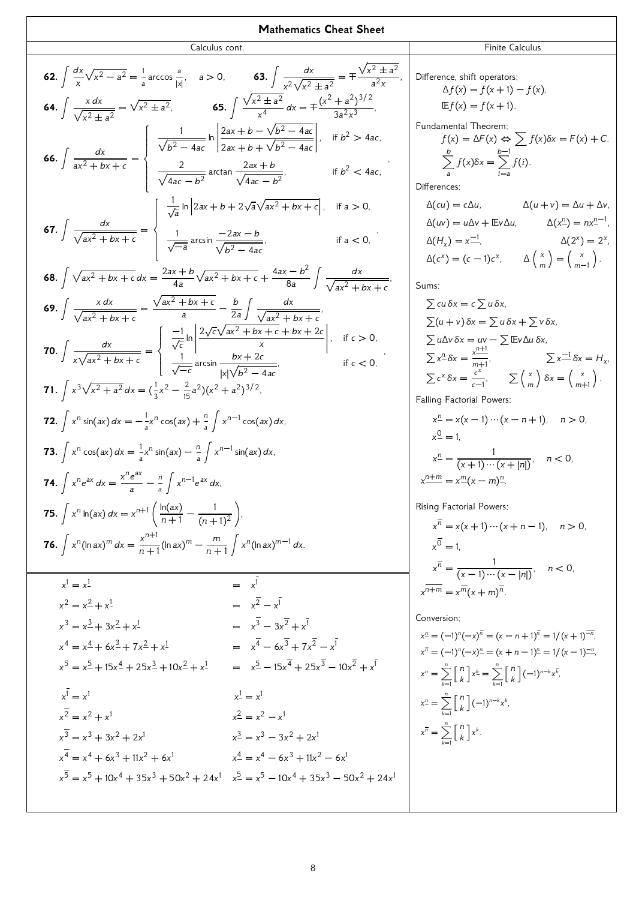# Mathematics Cheat Sheet

## Calculus cont.

**62.** $\int \frac{dx}{x}\sqrt{x^2-a^2} = \frac{1}{a}\arccos\frac{a}{|x|}, \quad a>0,$

**63.** $\int \frac{dx}{x^2\sqrt{x^2 \pm a^2}} = \mp \frac{\sqrt{x^2 \pm a^2}}{a^2 x},$

**64.** $\int \frac{x\,dx}{\sqrt{x^2 \pm a^2}} = \sqrt{x^2 \pm a^2},$

**65.** $\int \frac{\sqrt{x^2 \pm a^2}}{x^4}\,dx = \mp \frac{(x^2+a^2)^{3/2}}{3a^2x^3},$

**66.**
$$\int \frac{dx}{ax^2+bx+c} = \begin{cases} \frac{1}{\sqrt{b^2-4ac}} \ln\left|\frac{2ax+b-\sqrt{b^2-4ac}}{2ax+b+\sqrt{b^2-4ac}}\right|, & \text{if } b^2>4ac, \\ \frac{2}{\sqrt{4ac-b^2}}\arctan\frac{2ax+b}{\sqrt{4ac-b^2}}, & \text{if } b^2<4ac, \end{cases}$$

**67.**
$$\int \frac{dx}{\sqrt{ax^2+bx+c}} = \begin{cases} \frac{1}{\sqrt{a}} \ln\left|2ax+b+2\sqrt{a}\sqrt{ax^2+bx+c}\right|, & \text{if } a>0, \\ \frac{1}{\sqrt{-a}}\arcsin\frac{-2ax-b}{\sqrt{b^2-4ac}}, & \text{if } a<0, \end{cases}$$

**68.** $\int \sqrt{ax^2+bx+c}\,dx = \frac{2ax+b}{4a}\sqrt{ax^2+bx+c} + \frac{4ax-b^2}{8a}\int \frac{dx}{\sqrt{ax^2+bx+c}},$

**69.** $\int \frac{x\,dx}{\sqrt{ax^2+bx+c}} = \frac{\sqrt{ax^2+bx+c}}{a} - \frac{b}{2a}\int \frac{dx}{\sqrt{ax^2+bx+c}},$

**70.**
$$\int \frac{dx}{x\sqrt{ax^2+bx+c}} = \begin{cases} \frac{-1}{\sqrt{c}} \ln\left|\frac{2\sqrt{c}\sqrt{ax^2+bx+c}+bx+2c}{x}\right|, & \text{if } c>0, \\ \frac{1}{\sqrt{-c}}\arcsin\frac{bx+2c}{|x|\sqrt{b^2-4ac}}, & \text{if } c<0, \end{cases}$$

**71.** $\int x^3\sqrt{x^2+a^2}\,dx = (\frac{1}{3}x^2 - \frac{2}{15}a^2)(x^2+a^2)^{3/2},$

**72.** $\int x^n \sin(ax)\,dx = -\frac{1}{a}x^n\cos(ax) + \frac{n}{a}\int x^{n-1}\cos(ax)\,dx,$

**73.** $\int x^n \cos(ax)\,dx = \frac{1}{a}x^n\sin(ax) - \frac{n}{a}\int x^{n-1}\sin(ax)\,dx,$

**74.** $\int x^n e^{ax}\,dx = \frac{x^n e^{ax}}{a} - \frac{n}{a}\int x^{n-1}e^{ax}\,dx,$

**75.** $\int x^n \ln(ax)\,dx = x^{n+1}\left(\frac{\ln(ax)}{n+1} - \frac{1}{(n+1)^2}\right),$

**76.** $\int x^n (\ln ax)^m\,dx = \frac{x^{n+1}}{n+1}(\ln ax)^m - \frac{m}{n+1}\int x^n(\ln ax)^{m-1}\,dx.$

$$x^1 = x^{\underline{1}} = x^{\overline{1}}$$
$$x^2 = x^{\underline{2}} + x^{\underline{1}} = x^{\overline{2}} - x^{\overline{1}}$$
$$x^3 = x^{\underline{3}} + 3x^{\underline{2}} + x^{\underline{1}} = x^{\overline{3}} - 3x^{\overline{2}} + x^{\overline{1}}$$
$$x^4 = x^{\underline{4}} + 6x^{\underline{3}} + 7x^{\underline{2}} + x^{\underline{1}} = x^{\overline{4}} - 6x^{\overline{3}} + 7x^{\overline{2}} - x^{\overline{1}}$$
$$x^5 = x^{\underline{5}} + 15x^{\underline{4}} + 25x^{\underline{3}} + 10x^{\underline{2}} + x^{\underline{1}} = x^{\underline{5}} - 15x^{\overline{4}} + 25x^{\overline{3}} - 10x^{\overline{2}} + x^{\overline{1}}$$

$$x^{\overline{1}} = x^1 \qquad x^{\underline{1}} = x^1$$
$$x^{\overline{2}} = x^2 + x^1 \qquad x^{\underline{2}} = x^2 - x^1$$
$$x^{\overline{3}} = x^3 + 3x^2 + 2x^1 \qquad x^{\underline{3}} = x^3 - 3x^2 + 2x^1$$
$$x^{\overline{4}} = x^4 + 6x^3 + 11x^2 + 6x^1 \qquad x^{\underline{4}} = x^4 - 6x^3 + 11x^2 - 6x^1$$
$$x^{\overline{5}} = x^5 + 10x^4 + 35x^3 + 50x^2 + 24x^1 \qquad x^{\underline{5}} = x^5 - 10x^4 + 35x^3 - 50x^2 + 24x^1$$

## Finite Calculus

Difference, shift operators:
$$\Delta f(x) = f(x+1) - f(x),$$
$$\mathrm{E} f(x) = f(x+1).$$

Fundamental Theorem:
$$f(x) = \Delta F(x) \Leftrightarrow \sum f(x)\delta x = F(x) + C.$$
$$\sum_a^b f(x)\delta x = \sum_{i=a}^{b-1} f(i).$$

Differences:
$$\Delta(cu) = c\Delta u, \qquad \Delta(u+v) = \Delta u + \Delta v,$$
$$\Delta(uv) = u\Delta v + \mathrm{E}v\Delta u, \qquad \Delta(x^{\underline{n}}) = nx^{\underline{n-1}},$$
$$\Delta(H_x) = x^{\underline{-1}}, \qquad \Delta(2^x) = 2^x,$$
$$\Delta(c^x) = (c-1)c^x, \qquad \Delta\binom{x}{m} = \binom{x}{m-1}.$$

Sums:
$$\sum cu\,\delta x = c\sum u\,\delta x,$$
$$\sum(u+v)\,\delta x = \sum u\,\delta x + \sum v\,\delta x,$$
$$\sum u\Delta v\,\delta x = uv - \sum \mathrm{E}v\Delta u\,\delta x,$$
$$\sum x^{\underline{n}}\delta x = \frac{x^{\underline{n+1}}}{m+1}, \qquad \sum x^{\underline{-1}}\delta x = H_x,$$
$$\sum c^x\,\delta x = \frac{c^x}{c-1}, \qquad \sum\binom{x}{m}\delta x = \binom{x}{m+1}.$$

Falling Factorial Powers:
$$x^{\underline{n}} = x(x-1)\cdots(x-n+1), \quad n>0,$$
$$x^{\underline{0}} = 1,$$
$$x^{\underline{n}} = \frac{1}{(x+1)\cdots(x+|n|)}, \quad n<0,$$
$$x^{\underline{n+m}} = x^{\underline{m}}(x-m)^{\underline{n}}.$$

Rising Factorial Powers:
$$x^{\overline{n}} = x(x+1)\cdots(x+n-1), \quad n>0,$$
$$x^{\overline{0}} = 1,$$
$$x^{\overline{n}} = \frac{1}{(x-1)\cdots(x-|n|)}, \quad n<0,$$
$$x^{\overline{n+m}} = x^{\overline{m}}(x+m)^{\overline{n}}.$$

Conversion:
$$x^{\underline{n}} = (-1)^n(-x)^{\overline{n}} = (x-n+1)^{\overline{n}} = 1/(x+1)^{\overline{-n}},$$
$$x^{\overline{n}} = (-1)^n(-x)^{\underline{n}} = (x+n-1)^{\underline{n}} = 1/(x-1)^{\underline{-n}},$$
$$x^n = \sum_{k=1}^{n} {n \brack k} x^{\underline{k}} = \sum_{k=1}^{n} {n \brack k} (-1)^{n-k} x^{\overline{k}},$$
$$x^{\underline{n}} = \sum_{k=1}^{n} {n \brack k} (-1)^{n-k} x^k,$$
$$x^{\overline{n}} = \sum_{k=1}^{n} {n \brack k} x^k.$$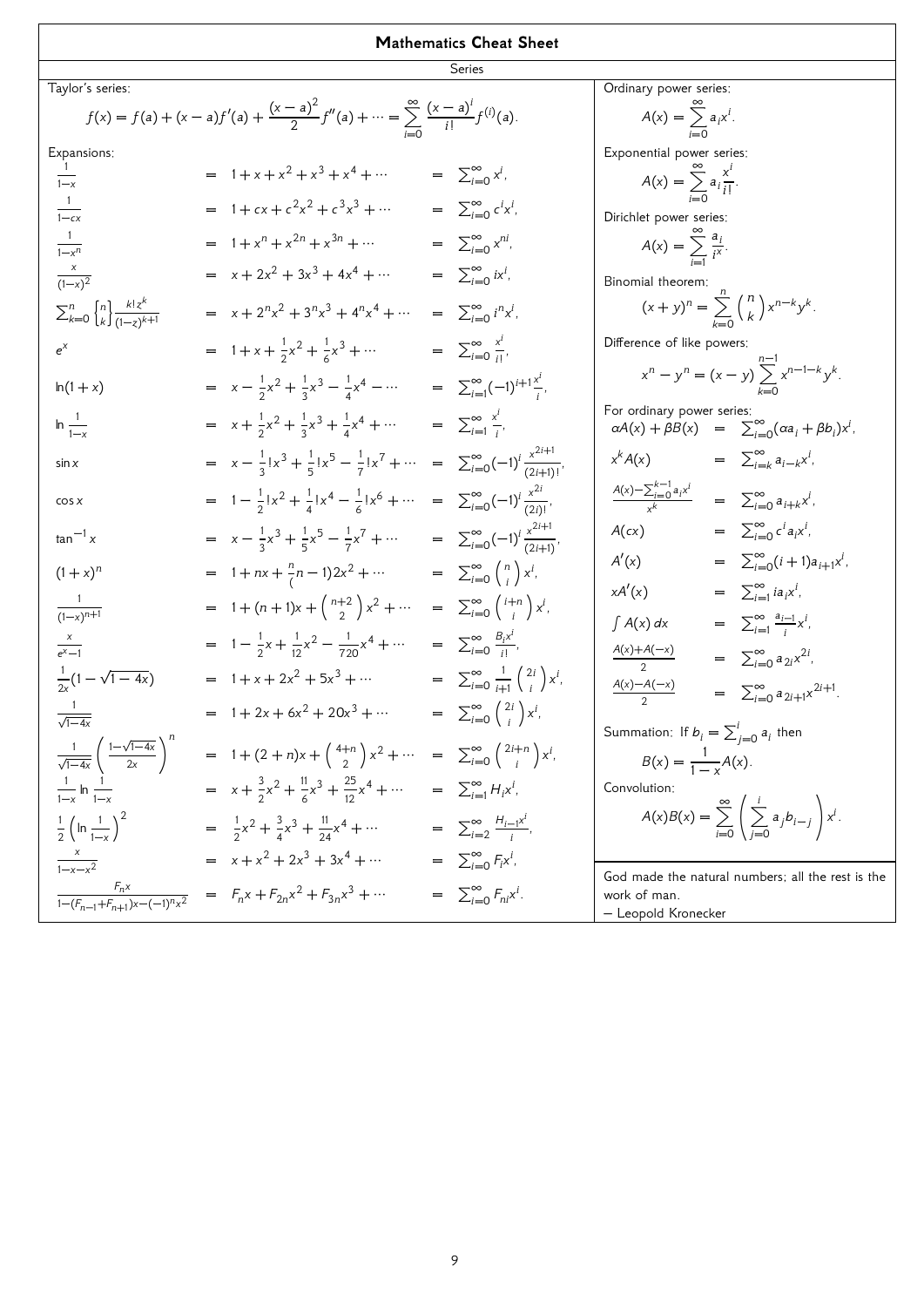# Mathematics Cheat Sheet

## Series

Taylor's series:

$$f(x) = f(a) + (x-a)f'(a) + \frac{(x-a)^2}{2}f''(a) + \cdots = \sum_{i=0}^{\infty} \frac{(x-a)^i}{i!} f^{(i)}(a).$$

Expansions:

$$\frac{1}{1-x} = 1 + x + x^2 + x^3 + x^4 + \cdots = \sum_{i=0}^{\infty} x^i,$$

$$\frac{1}{1-cx} = 1 + cx + c^2x^2 + c^3x^3 + \cdots = \sum_{i=0}^{\infty} c^i x^i,$$

$$\frac{1}{1-x^n} = 1 + x^n + x^{2n} + x^{3n} + \cdots = \sum_{i=0}^{\infty} x^{ni},$$

$$\frac{x}{(1-x)^2} = x + 2x^2 + 3x^3 + 4x^4 + \cdots = \sum_{i=0}^{\infty} ix^i,$$

$$\sum_{k=0}^{n} \left\{ n \atop k \right\} \frac{k! z^k}{(1-z)^{k+1}} = x + 2^n x^2 + 3^n x^3 + 4^n x^4 + \cdots = \sum_{i=0}^{\infty} i^n x^i,$$

$$e^x = 1 + x + \tfrac{1}{2}x^2 + \tfrac{1}{6}x^3 + \cdots = \sum_{i=0}^{\infty} \frac{x^i}{i!},$$

$$\ln(1+x) = x - \tfrac{1}{2}x^2 + \tfrac{1}{3}x^3 - \tfrac{1}{4}x^4 - \cdots = \sum_{i=1}^{\infty} (-1)^{i+1} \frac{x^i}{i},$$

$$\ln \frac{1}{1-x} = x + \tfrac{1}{2}x^2 + \tfrac{1}{3}x^3 + \tfrac{1}{4}x^4 + \cdots = \sum_{i=1}^{\infty} \frac{x^i}{i},$$

$$\sin x = x - \tfrac{1}{3!}x^3 + \tfrac{1}{5!}x^5 - \tfrac{1}{7!}x^7 + \cdots = \sum_{i=0}^{\infty} (-1)^i \frac{x^{2i+1}}{(2i+1)!},$$

$$\cos x = 1 - \tfrac{1}{2!}x^2 + \tfrac{1}{4!}x^4 - \tfrac{1}{6!}x^6 + \cdots = \sum_{i=0}^{\infty} (-1)^i \frac{x^{2i}}{(2i)!},$$

$$\tan^{-1} x = x - \tfrac{1}{3}x^3 + \tfrac{1}{5}x^5 - \tfrac{1}{7}x^7 + \cdots = \sum_{i=0}^{\infty} (-1)^i \frac{x^{2i+1}}{(2i+1)},$$

$$(1+x)^n = 1 + nx + \tfrac{n}{(}n-1)2x^2 + \cdots = \sum_{i=0}^{\infty} \binom{n}{i} x^i,$$

$$\frac{1}{(1-x)^{n+1}} = 1 + (n+1)x + \binom{n+2}{2}x^2 + \cdots = \sum_{i=0}^{\infty} \binom{i+n}{i} x^i,$$

$$\frac{x}{e^x - 1} = 1 - \tfrac{1}{2}x + \tfrac{1}{12}x^2 - \tfrac{1}{720}x^4 + \cdots = \sum_{i=0}^{\infty} \frac{B_i x^i}{i!},$$

$$\frac{1}{2x}(1 - \sqrt{1-4x}) = 1 + x + 2x^2 + 5x^3 + \cdots = \sum_{i=0}^{\infty} \frac{1}{i+1}\binom{2i}{i} x^i,$$

$$\frac{1}{\sqrt{1-4x}} = 1 + 2x + 6x^2 + 20x^3 + \cdots = \sum_{i=0}^{\infty} \binom{2i}{i} x^i,$$

$$\frac{1}{\sqrt{1-4x}}\left(\frac{1-\sqrt{1-4x}}{2x}\right)^n = 1 + (2+n)x + \binom{4+n}{2}x^2 + \cdots = \sum_{i=0}^{\infty} \binom{2i+n}{i} x^i,$$

$$\frac{1}{1-x} \ln \frac{1}{1-x} = x + \tfrac{3}{2}x^2 + \tfrac{11}{6}x^3 + \tfrac{25}{12}x^4 + \cdots = \sum_{i=1}^{\infty} H_i x^i,$$

$$\frac{1}{2}\left(\ln \frac{1}{1-x}\right)^2 = \tfrac{1}{2}x^2 + \tfrac{3}{4}x^3 + \tfrac{11}{24}x^4 + \cdots = \sum_{i=2}^{\infty} \frac{H_{i-1}x^i}{i},$$

$$\frac{x}{1-x-x^2} = x + x^2 + 2x^3 + 3x^4 + \cdots = \sum_{i=0}^{\infty} F_i x^i,$$

$$\frac{F_n x}{1-(F_{n-1}+F_{n+1})x - (-1)^n x^2} = F_n x + F_{2n}x^2 + F_{3n}x^3 + \cdots = \sum_{i=0}^{\infty} F_{ni} x^i.$$

Ordinary power series:

$$A(x) = \sum_{i=0}^{\infty} a_i x^i.$$

Exponential power series:

$$A(x) = \sum_{i=0}^{\infty} a_i \frac{x^i}{i!}.$$

Dirichlet power series:

$$A(x) = \sum_{i=1}^{\infty} \frac{a_i}{i^x}.$$

Binomial theorem:

$$(x+y)^n = \sum_{k=0}^{n} \binom{n}{k} x^{n-k} y^k.$$

Difference of like powers:

$$x^n - y^n = (x-y) \sum_{k=0}^{n-1} x^{n-1-k} y^k.$$

For ordinary power series:

$$\alpha A(x) + \beta B(x) = \sum_{i=0}^{\infty} (\alpha a_i + \beta b_i) x^i,$$

$$x^k A(x) = \sum_{i=k}^{\infty} a_{i-k} x^i,$$

$$\frac{A(x) - \sum_{i=0}^{k-1} a_i x^i}{x^k} = \sum_{i=0}^{\infty} a_{i+k} x^i,$$

$$A(cx) = \sum_{i=0}^{\infty} c^i a_i x^i,$$

$$A'(x) = \sum_{i=0}^{\infty} (i+1) a_{i+1} x^i,$$

$$xA'(x) = \sum_{i=1}^{\infty} i a_i x^i,$$

$$\int A(x)\,dx = \sum_{i=1}^{\infty} \frac{a_{i-1}}{i} x^i,$$

$$\frac{A(x) + A(-x)}{2} = \sum_{i=0}^{\infty} a_{2i} x^{2i},$$

$$\frac{A(x) - A(-x)}{2} = \sum_{i=0}^{\infty} a_{2i+1} x^{2i+1}.$$

Summation: If $b_i = \sum_{j=0}^{i} a_i$ then

$$B(x) = \frac{1}{1-x} A(x).$$

Convolution:

$$A(x)B(x) = \sum_{i=0}^{\infty} \left( \sum_{j=0}^{i} a_j b_{i-j} \right) x^i.$$

God made the natural numbers; all the rest is the work of man.
– Leopold Kronecker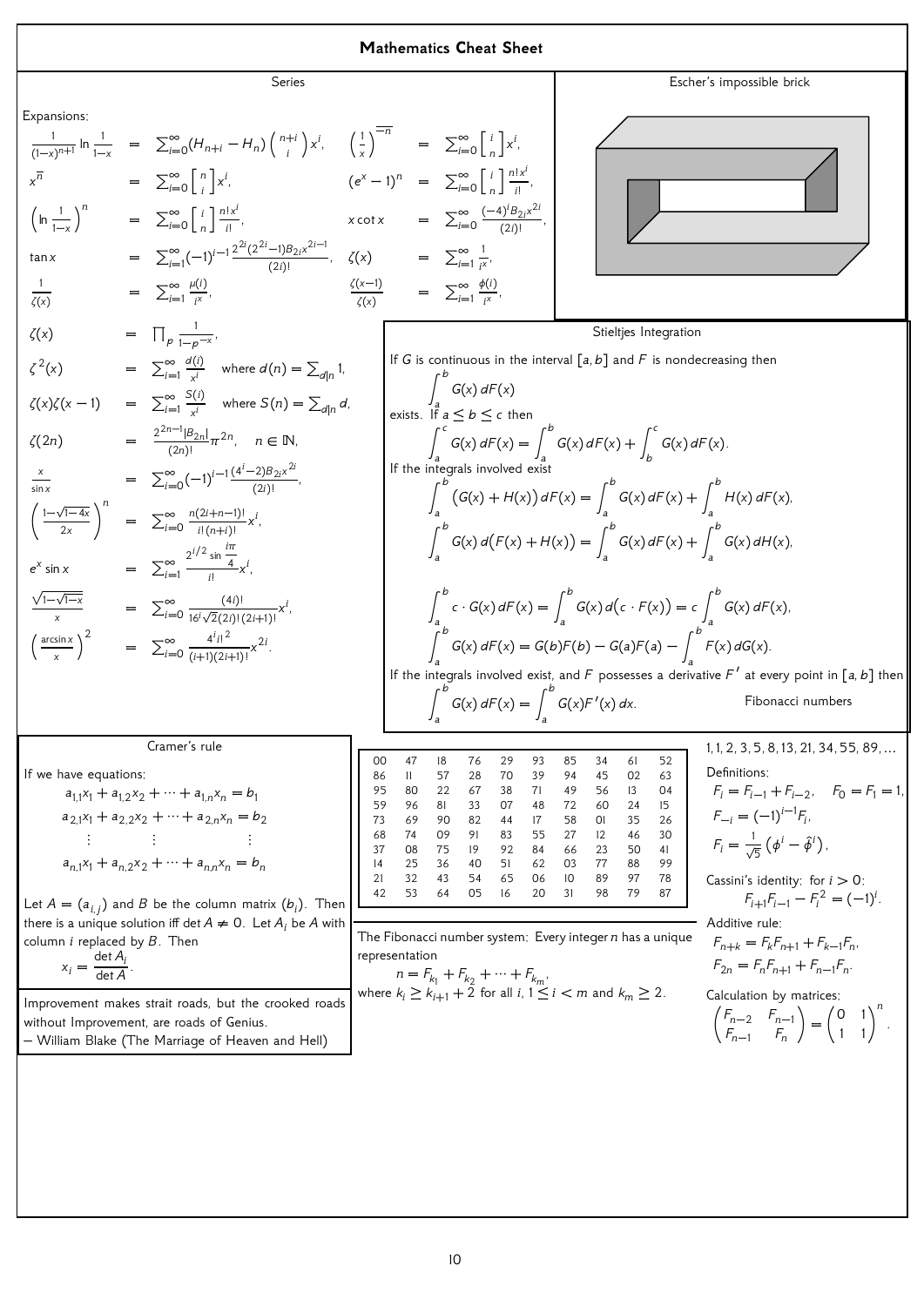# Mathematics Cheat Sheet

## Series

Expansions:

$$\frac{1}{(1-x)^{n+1}} \ln \frac{1}{1-x} = \sum_{i=0}^{\infty} (H_{n+i} - H_n) \binom{n+i}{i} x^i, \qquad \left(\frac{1}{x}\right)^{\overline{-n}} = \sum_{i=0}^{\infty} \left[ {i \atop n} \right] x^i,$$

$$x^{\overline{n}} = \sum_{i=0}^{\infty} \left[ {n \atop i} \right] x^i, \qquad (e^x - 1)^n = \sum_{i=0}^{\infty} \left[ {i \atop n} \right] \frac{n! x^i}{i!},$$

$$\left(\ln \frac{1}{1-x}\right)^n = \sum_{i=0}^{\infty} \left[ {i \atop n} \right] \frac{n! x^i}{i!}, \qquad x \cot x = \sum_{i=0}^{\infty} \frac{(-4)^i B_{2i} x^{2i}}{(2i)!},$$

$$\tan x = \sum_{i=1}^{\infty} (-1)^{i-1} \frac{2^{2i}(2^{2i}-1) B_{2i} x^{2i-1}}{(2i)!}, \qquad \zeta(x) = \sum_{i=1}^{\infty} \frac{1}{i^x},$$

$$\frac{1}{\zeta(x)} = \sum_{i=1}^{\infty} \frac{\mu(i)}{i^x}, \qquad \frac{\zeta(x-1)}{\zeta(x)} = \sum_{i=1}^{\infty} \frac{\phi(i)}{i^x},$$

$$\zeta(x) = \prod_p \frac{1}{1-p^{-x}},$$

$$\zeta^2(x) = \sum_{i=1}^{\infty} \frac{d(i)}{x^i} \quad \text{where } d(n) = \sum_{d|n} 1,$$

$$\zeta(x)\zeta(x-1) = \sum_{i=1}^{\infty} \frac{S(i)}{x^i} \quad \text{where } S(n) = \sum_{d|n} d,$$

$$\zeta(2n) = \frac{2^{2n-1}|B_{2n}|}{(2n)!} \pi^{2n}, \quad n \in \mathbb{N},$$

$$\frac{x}{\sin x} = \sum_{i=0}^{\infty} (-1)^{i-1} \frac{(4^i - 2) B_{2i} x^{2i}}{(2i)!},$$

$$\left(\frac{1-\sqrt{1-4x}}{2x}\right)^n = \sum_{i=0}^{\infty} \frac{n(2i+n-1)!}{i!(n+i)!} x^i,$$

$$e^x \sin x = \sum_{i=1}^{\infty} \frac{2^{i/2} \sin \frac{i\pi}{4}}{i!} x^i,$$

$$\frac{\sqrt{1-\sqrt{1-x}}}{x} = \sum_{i=0}^{\infty} \frac{(4i)!}{16^i \sqrt{2} (2i)! (2i+1)!} x^i,$$

$$\left(\frac{\arcsin x}{x}\right)^2 = \sum_{i=0}^{\infty} \frac{4^i i!^2}{(i+1)(2i+1)!} x^{2i}.$$

## Escher's impossible brick

## Stieltjes Integration

If $G$ is continuous in the interval $[a, b]$ and $F$ is nondecreasing then

$$\int_a^b G(x)\, dF(x)$$

exists. If $a \le b \le c$ then

$$\int_a^c G(x)\, dF(x) = \int_a^b G(x)\, dF(x) + \int_b^c G(x)\, dF(x).$$

If the integrals involved exist

$$\int_a^b \big(G(x) + H(x)\big)\, dF(x) = \int_a^b G(x)\, dF(x) + \int_a^b H(x)\, dF(x),$$

$$\int_a^b G(x)\, d\big(F(x) + H(x)\big) = \int_a^b G(x)\, dF(x) + \int_a^b G(x)\, dH(x),$$

$$\int_a^b c \cdot G(x)\, dF(x) = \int_a^b G(x)\, d\big(c \cdot F(x)\big) = c \int_a^b G(x)\, dF(x),$$

$$\int_a^b G(x)\, dF(x) = G(b)F(b) - G(a)F(a) - \int_a^b F(x)\, dG(x).$$

If the integrals involved exist, and $F$ possesses a derivative $F'$ at every point in $[a, b]$ then

$$\int_a^b G(x)\, dF(x) = \int_a^b G(x) F'(x)\, dx.$$

## Cramer's rule

If we have equations:

$$\begin{aligned} a_{1,1}x_1 + a_{1,2}x_2 + \cdots + a_{1,n}x_n &= b_1 \\ a_{2,1}x_1 + a_{2,2}x_2 + \cdots + a_{2,n}x_n &= b_2 \\ \vdots \qquad \qquad \vdots \qquad \qquad & \vdots \\ a_{n,1}x_1 + a_{n,2}x_2 + \cdots + a_{n,n}x_n &= b_n \end{aligned}$$

Let $A = (a_{i,j})$ and $B$ be the column matrix $(b_i)$. Then there is a unique solution iff $\det A \neq 0$. Let $A_i$ be $A$ with column $i$ replaced by $B$. Then

$$x_i = \frac{\det A_i}{\det A}.$$

Improvement makes strait roads, but the crooked roads without Improvement, are roads of Genius.
– William Blake (The Marriage of Heaven and Hell)

| | | | | | | | | | |
|---|---|---|---|---|---|---|---|---|---|
| 00 | 47 | 18 | 76 | 29 | 93 | 85 | 34 | 61 | 52 |
| 86 | 11 | 57 | 28 | 70 | 39 | 94 | 45 | 02 | 63 |
| 95 | 80 | 22 | 67 | 38 | 71 | 49 | 56 | 13 | 04 |
| 59 | 96 | 81 | 33 | 07 | 48 | 72 | 60 | 24 | 15 |
| 73 | 69 | 90 | 82 | 44 | 17 | 58 | 01 | 35 | 26 |
| 68 | 74 | 09 | 91 | 83 | 55 | 27 | 12 | 46 | 30 |
| 37 | 08 | 75 | 19 | 92 | 84 | 66 | 23 | 50 | 41 |
| 14 | 25 | 36 | 40 | 51 | 62 | 03 | 77 | 88 | 99 |
| 21 | 32 | 43 | 54 | 65 | 06 | 10 | 89 | 97 | 78 |
| 42 | 53 | 64 | 05 | 16 | 20 | 31 | 98 | 79 | 87 |

The Fibonacci number system: Every integer $n$ has a unique representation

$$n = F_{k_1} + F_{k_2} + \cdots + F_{k_m},$$

where $k_i \ge k_{i+1} + 2$ for all $i$, $1 \le i < m$ and $k_m \ge 2$.

## Fibonacci numbers

$1, 1, 2, 3, 5, 8, 13, 21, 34, 55, 89, \ldots$

Definitions:

$$F_i = F_{i-1} + F_{i-2}, \quad F_0 = F_1 = 1,$$

$$F_{-i} = (-1)^{i-1} F_i,$$

$$F_i = \frac{1}{\sqrt{5}} \left( \phi^i - \hat{\phi}^i \right),$$

Cassini's identity: for $i > 0$:

$$F_{i+1}F_{i-1} - F_i^2 = (-1)^i.$$

Additive rule:

$$F_{n+k} = F_k F_{n+1} + F_{k-1} F_n,$$

$$F_{2n} = F_n F_{n+1} + F_{n-1} F_n.$$

Calculation by matrices:

$$\begin{pmatrix} F_{n-2} & F_{n-1} \\ F_{n-1} & F_n \end{pmatrix} = \begin{pmatrix} 0 & 1 \\ 1 & 1 \end{pmatrix}^n.$$